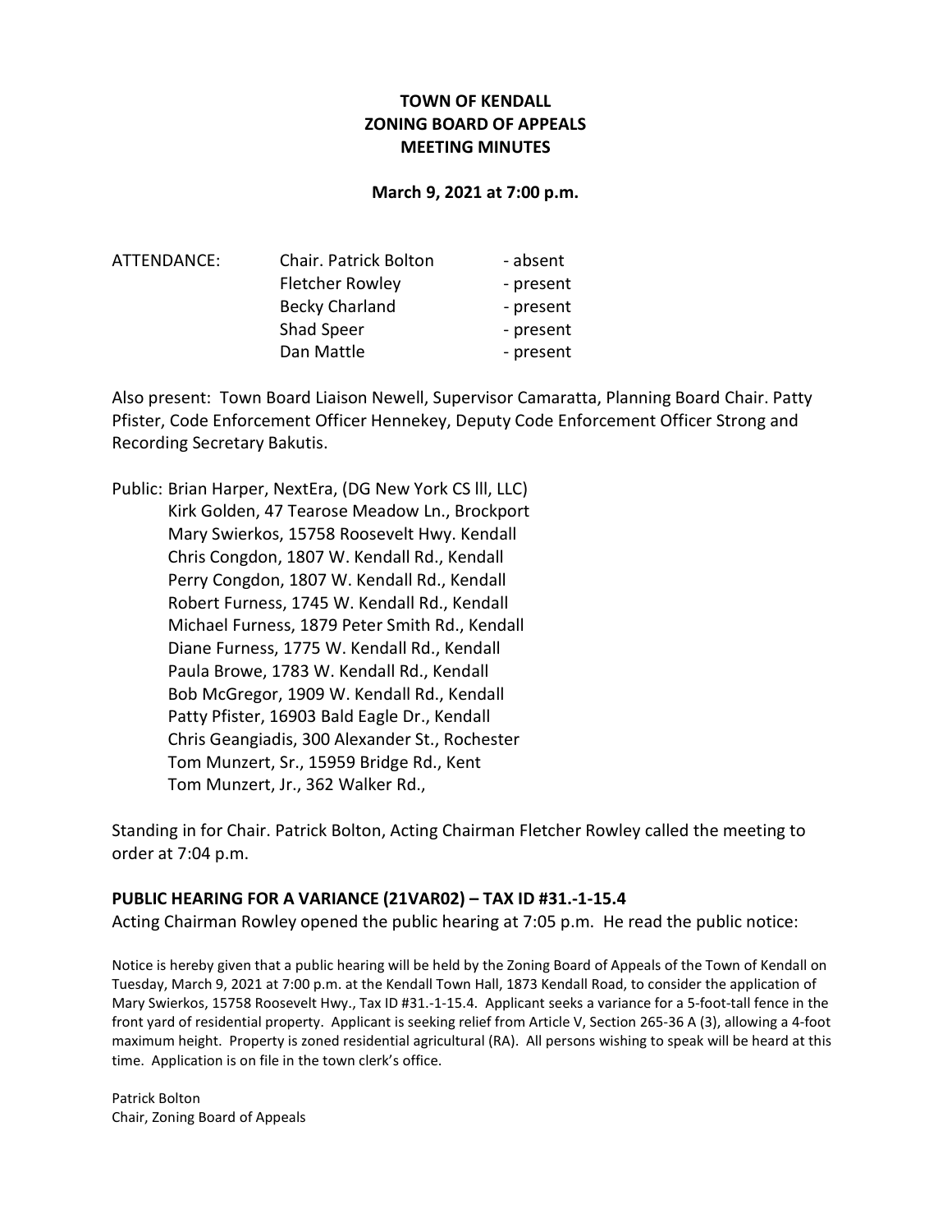**TOWN OF KENDALL**
**ZONING BOARD OF APPEALS**
**MEETING MINUTES**

**March 9, 2021 at 7:00 p.m.**

| ATTENDANCE: | Chair. Patrick Bolton | - absent |
|---|---|---|
| | Fletcher Rowley | - present |
| | Becky Charland | - present |
| | Shad Speer | - present |
| | Dan Mattle | - present |

Also present: Town Board Liaison Newell, Supervisor Camaratta, Planning Board Chair. Patty Pfister, Code Enforcement Officer Hennekey, Deputy Code Enforcement Officer Strong and Recording Secretary Bakutis.

Public: Brian Harper, NextEra, (DG New York CS lll, LLC)
Kirk Golden, 47 Tearose Meadow Ln., Brockport
Mary Swierkos, 15758 Roosevelt Hwy. Kendall
Chris Congdon, 1807 W. Kendall Rd., Kendall
Perry Congdon, 1807 W. Kendall Rd., Kendall
Robert Furness, 1745 W. Kendall Rd., Kendall
Michael Furness, 1879 Peter Smith Rd., Kendall
Diane Furness, 1775 W. Kendall Rd., Kendall
Paula Browe, 1783 W. Kendall Rd., Kendall
Bob McGregor, 1909 W. Kendall Rd., Kendall
Patty Pfister, 16903 Bald Eagle Dr., Kendall
Chris Geangiadis, 300 Alexander St., Rochester
Tom Munzert, Sr., 15959 Bridge Rd., Kent
Tom Munzert, Jr., 362 Walker Rd.,

Standing in for Chair. Patrick Bolton, Acting Chairman Fletcher Rowley called the meeting to order at 7:04 p.m.

## PUBLIC HEARING FOR A VARIANCE (21VAR02) – TAX ID #31.-1-15.4

Acting Chairman Rowley opened the public hearing at 7:05 p.m. He read the public notice:

Notice is hereby given that a public hearing will be held by the Zoning Board of Appeals of the Town of Kendall on Tuesday, March 9, 2021 at 7:00 p.m. at the Kendall Town Hall, 1873 Kendall Road, to consider the application of Mary Swierkos, 15758 Roosevelt Hwy., Tax ID #31.-1-15.4. Applicant seeks a variance for a 5-foot-tall fence in the front yard of residential property. Applicant is seeking relief from Article V, Section 265-36 A (3), allowing a 4-foot maximum height. Property is zoned residential agricultural (RA). All persons wishing to speak will be heard at this time. Application is on file in the town clerk's office.

Patrick Bolton
Chair, Zoning Board of Appeals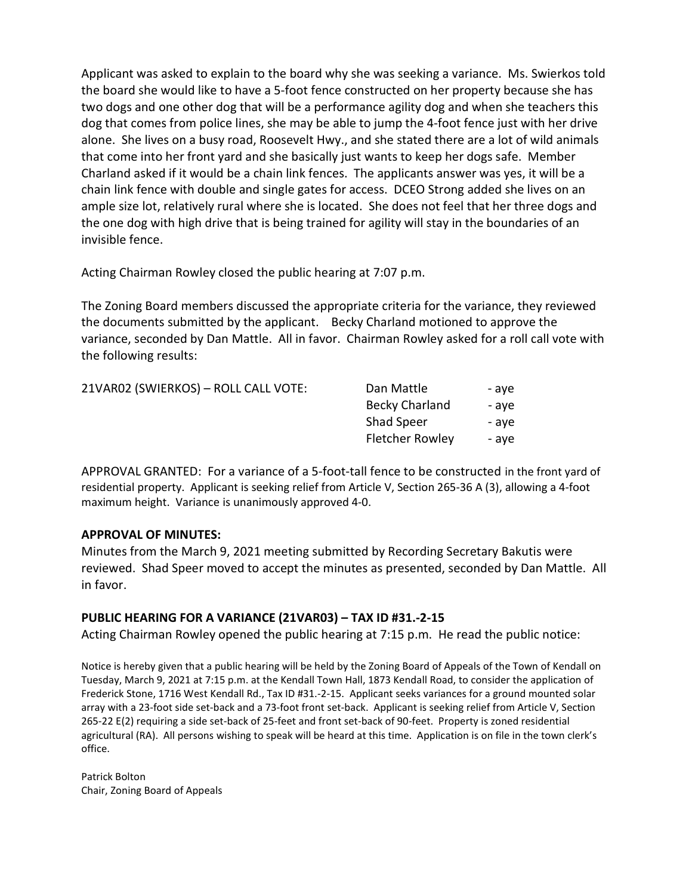Applicant was asked to explain to the board why she was seeking a variance. Ms. Swierkos told the board she would like to have a 5-foot fence constructed on her property because she has two dogs and one other dog that will be a performance agility dog and when she teachers this dog that comes from police lines, she may be able to jump the 4-foot fence just with her drive alone. She lives on a busy road, Roosevelt Hwy., and she stated there are a lot of wild animals that come into her front yard and she basically just wants to keep her dogs safe. Member Charland asked if it would be a chain link fences. The applicants answer was yes, it will be a chain link fence with double and single gates for access. DCEO Strong added she lives on an ample size lot, relatively rural where she is located. She does not feel that her three dogs and the one dog with high drive that is being trained for agility will stay in the boundaries of an invisible fence.

Acting Chairman Rowley closed the public hearing at 7:07 p.m.

The Zoning Board members discussed the appropriate criteria for the variance, they reviewed the documents submitted by the applicant. Becky Charland motioned to approve the variance, seconded by Dan Mattle. All in favor. Chairman Rowley asked for a roll call vote with the following results:

| 21VAR02 (SWIERKOS) – ROLL CALL VOTE: | | |
|---|---|---|
| | Dan Mattle | - aye |
| | Becky Charland | - aye |
| | Shad Speer | - aye |
| | Fletcher Rowley | - aye |

APPROVAL GRANTED: For a variance of a 5-foot-tall fence to be constructed in the front yard of residential property. Applicant is seeking relief from Article V, Section 265-36 A (3), allowing a 4-foot maximum height. Variance is unanimously approved 4-0.

### APPROVAL OF MINUTES:

Minutes from the March 9, 2021 meeting submitted by Recording Secretary Bakutis were reviewed. Shad Speer moved to accept the minutes as presented, seconded by Dan Mattle. All in favor.

### PUBLIC HEARING FOR A VARIANCE (21VAR03) – TAX ID #31.-2-15

Acting Chairman Rowley opened the public hearing at 7:15 p.m. He read the public notice:

Notice is hereby given that a public hearing will be held by the Zoning Board of Appeals of the Town of Kendall on Tuesday, March 9, 2021 at 7:15 p.m. at the Kendall Town Hall, 1873 Kendall Road, to consider the application of Frederick Stone, 1716 West Kendall Rd., Tax ID #31.-2-15. Applicant seeks variances for a ground mounted solar array with a 23-foot side set-back and a 73-foot front set-back. Applicant is seeking relief from Article V, Section 265-22 E(2) requiring a side set-back of 25-feet and front set-back of 90-feet. Property is zoned residential agricultural (RA). All persons wishing to speak will be heard at this time. Application is on file in the town clerk's office.

Patrick Bolton
Chair, Zoning Board of Appeals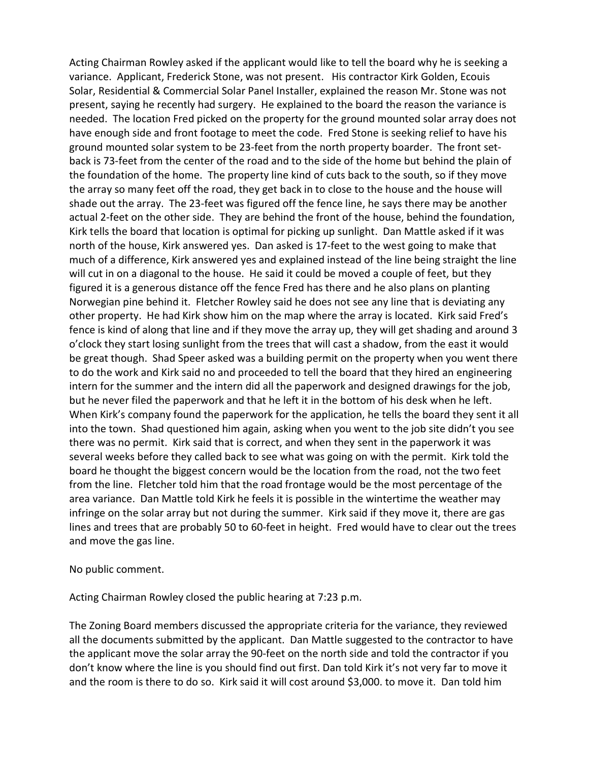Acting Chairman Rowley asked if the applicant would like to tell the board why he is seeking a variance. Applicant, Frederick Stone, was not present. His contractor Kirk Golden, Ecouis Solar, Residential & Commercial Solar Panel Installer, explained the reason Mr. Stone was not present, saying he recently had surgery. He explained to the board the reason the variance is needed. The location Fred picked on the property for the ground mounted solar array does not have enough side and front footage to meet the code. Fred Stone is seeking relief to have his ground mounted solar system to be 23-feet from the north property boarder. The front set-back is 73-feet from the center of the road and to the side of the home but behind the plain of the foundation of the home. The property line kind of cuts back to the south, so if they move the array so many feet off the road, they get back in to close to the house and the house will shade out the array. The 23-feet was figured off the fence line, he says there may be another actual 2-feet on the other side. They are behind the front of the house, behind the foundation, Kirk tells the board that location is optimal for picking up sunlight. Dan Mattle asked if it was north of the house, Kirk answered yes. Dan asked is 17-feet to the west going to make that much of a difference, Kirk answered yes and explained instead of the line being straight the line will cut in on a diagonal to the house. He said it could be moved a couple of feet, but they figured it is a generous distance off the fence Fred has there and he also plans on planting Norwegian pine behind it. Fletcher Rowley said he does not see any line that is deviating any other property. He had Kirk show him on the map where the array is located. Kirk said Fred's fence is kind of along that line and if they move the array up, they will get shading and around 3 o'clock they start losing sunlight from the trees that will cast a shadow, from the east it would be great though. Shad Speer asked was a building permit on the property when you went there to do the work and Kirk said no and proceeded to tell the board that they hired an engineering intern for the summer and the intern did all the paperwork and designed drawings for the job, but he never filed the paperwork and that he left it in the bottom of his desk when he left. When Kirk's company found the paperwork for the application, he tells the board they sent it all into the town. Shad questioned him again, asking when you went to the job site didn't you see there was no permit. Kirk said that is correct, and when they sent in the paperwork it was several weeks before they called back to see what was going on with the permit. Kirk told the board he thought the biggest concern would be the location from the road, not the two feet from the line. Fletcher told him that the road frontage would be the most percentage of the area variance. Dan Mattle told Kirk he feels it is possible in the wintertime the weather may infringe on the solar array but not during the summer. Kirk said if they move it, there are gas lines and trees that are probably 50 to 60-feet in height. Fred would have to clear out the trees and move the gas line.

No public comment.

Acting Chairman Rowley closed the public hearing at 7:23 p.m.

The Zoning Board members discussed the appropriate criteria for the variance, they reviewed all the documents submitted by the applicant. Dan Mattle suggested to the contractor to have the applicant move the solar array the 90-feet on the north side and told the contractor if you don't know where the line is you should find out first. Dan told Kirk it's not very far to move it and the room is there to do so. Kirk said it will cost around $3,000. to move it. Dan told him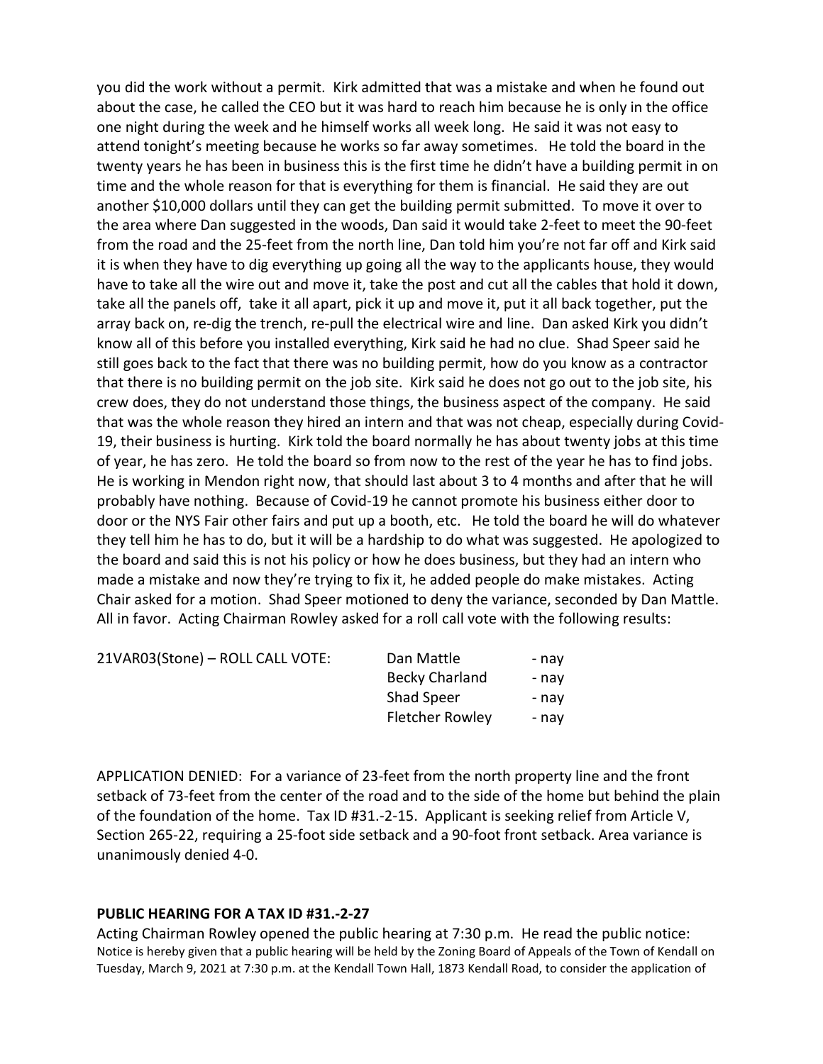you did the work without a permit. Kirk admitted that was a mistake and when he found out about the case, he called the CEO but it was hard to reach him because he is only in the office one night during the week and he himself works all week long. He said it was not easy to attend tonight's meeting because he works so far away sometimes. He told the board in the twenty years he has been in business this is the first time he didn't have a building permit in on time and the whole reason for that is everything for them is financial. He said they are out another $10,000 dollars until they can get the building permit submitted. To move it over to the area where Dan suggested in the woods, Dan said it would take 2-feet to meet the 90-feet from the road and the 25-feet from the north line, Dan told him you're not far off and Kirk said it is when they have to dig everything up going all the way to the applicants house, they would have to take all the wire out and move it, take the post and cut all the cables that hold it down, take all the panels off, take it all apart, pick it up and move it, put it all back together, put the array back on, re-dig the trench, re-pull the electrical wire and line. Dan asked Kirk you didn't know all of this before you installed everything, Kirk said he had no clue. Shad Speer said he still goes back to the fact that there was no building permit, how do you know as a contractor that there is no building permit on the job site. Kirk said he does not go out to the job site, his crew does, they do not understand those things, the business aspect of the company. He said that was the whole reason they hired an intern and that was not cheap, especially during Covid-19, their business is hurting. Kirk told the board normally he has about twenty jobs at this time of year, he has zero. He told the board so from now to the rest of the year he has to find jobs. He is working in Mendon right now, that should last about 3 to 4 months and after that he will probably have nothing. Because of Covid-19 he cannot promote his business either door to door or the NYS Fair other fairs and put up a booth, etc. He told the board he will do whatever they tell him he has to do, but it will be a hardship to do what was suggested. He apologized to the board and said this is not his policy or how he does business, but they had an intern who made a mistake and now they're trying to fix it, he added people do make mistakes. Acting Chair asked for a motion. Shad Speer motioned to deny the variance, seconded by Dan Mattle. All in favor. Acting Chairman Rowley asked for a roll call vote with the following results:

| 21VAR03(Stone) – ROLL CALL VOTE: | Dan Mattle | - nay |
|---|---|---|
| | Becky Charland | - nay |
| | Shad Speer | - nay |
| | Fletcher Rowley | - nay |

APPLICATION DENIED: For a variance of 23-feet from the north property line and the front setback of 73-feet from the center of the road and to the side of the home but behind the plain of the foundation of the home. Tax ID #31.-2-15. Applicant is seeking relief from Article V, Section 265-22, requiring a 25-foot side setback and a 90-foot front setback. Area variance is unanimously denied 4-0.

**PUBLIC HEARING FOR A TAX ID #31.-2-27**

Acting Chairman Rowley opened the public hearing at 7:30 p.m. He read the public notice: Notice is hereby given that a public hearing will be held by the Zoning Board of Appeals of the Town of Kendall on Tuesday, March 9, 2021 at 7:30 p.m. at the Kendall Town Hall, 1873 Kendall Road, to consider the application of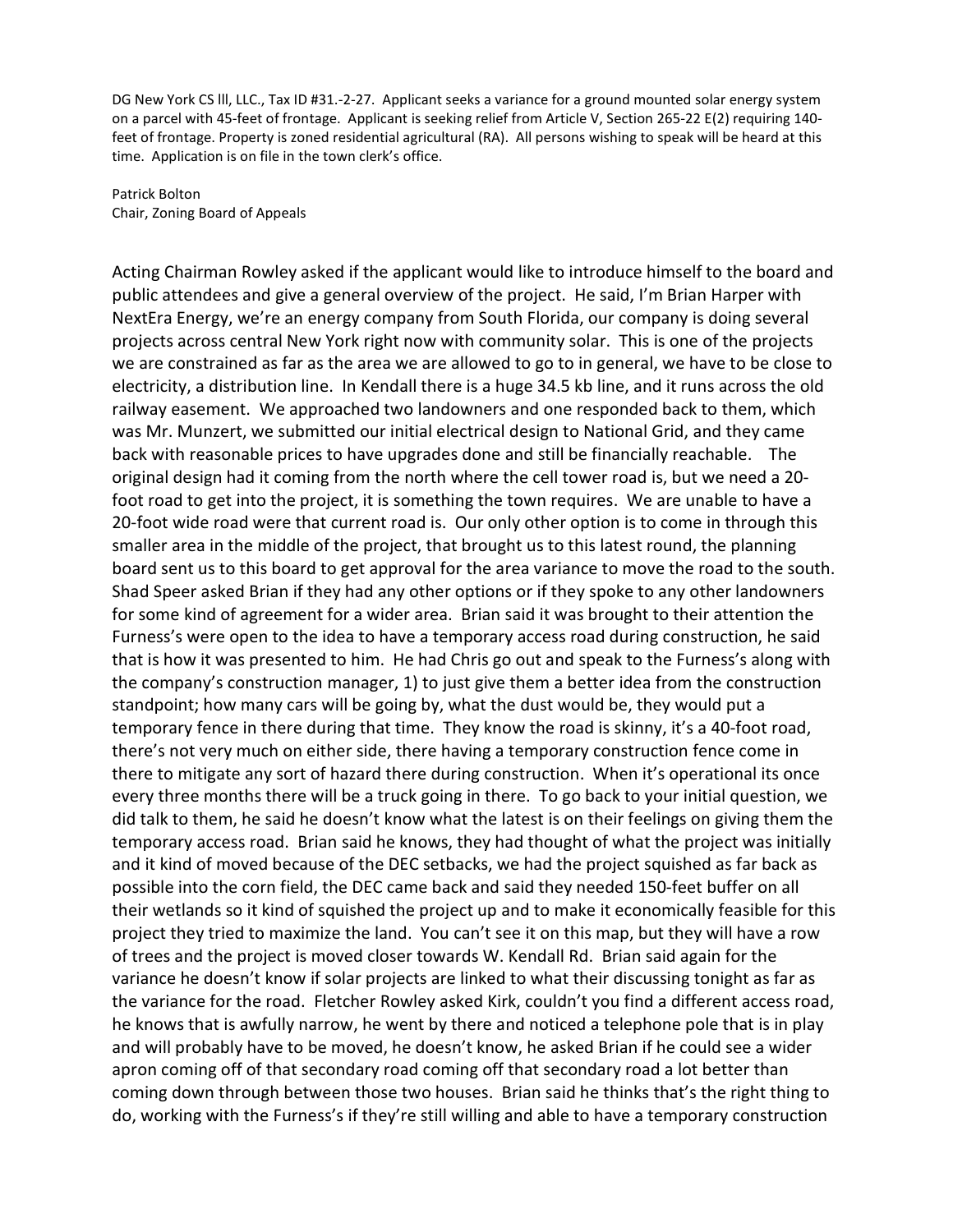DG New York CS lll, LLC., Tax ID #31.-2-27. Applicant seeks a variance for a ground mounted solar energy system on a parcel with 45-feet of frontage. Applicant is seeking relief from Article V, Section 265-22 E(2) requiring 140-feet of frontage. Property is zoned residential agricultural (RA). All persons wishing to speak will be heard at this time. Application is on file in the town clerk's office.

Patrick Bolton
Chair, Zoning Board of Appeals

Acting Chairman Rowley asked if the applicant would like to introduce himself to the board and public attendees and give a general overview of the project. He said, I'm Brian Harper with NextEra Energy, we're an energy company from South Florida, our company is doing several projects across central New York right now with community solar. This is one of the projects we are constrained as far as the area we are allowed to go to in general, we have to be close to electricity, a distribution line. In Kendall there is a huge 34.5 kb line, and it runs across the old railway easement. We approached two landowners and one responded back to them, which was Mr. Munzert, we submitted our initial electrical design to National Grid, and they came back with reasonable prices to have upgrades done and still be financially reachable. The original design had it coming from the north where the cell tower road is, but we need a 20-foot road to get into the project, it is something the town requires. We are unable to have a 20-foot wide road were that current road is. Our only other option is to come in through this smaller area in the middle of the project, that brought us to this latest round, the planning board sent us to this board to get approval for the area variance to move the road to the south. Shad Speer asked Brian if they had any other options or if they spoke to any other landowners for some kind of agreement for a wider area. Brian said it was brought to their attention the Furness's were open to the idea to have a temporary access road during construction, he said that is how it was presented to him. He had Chris go out and speak to the Furness's along with the company's construction manager, 1) to just give them a better idea from the construction standpoint; how many cars will be going by, what the dust would be, they would put a temporary fence in there during that time. They know the road is skinny, it's a 40-foot road, there's not very much on either side, there having a temporary construction fence come in there to mitigate any sort of hazard there during construction. When it's operational its once every three months there will be a truck going in there. To go back to your initial question, we did talk to them, he said he doesn't know what the latest is on their feelings on giving them the temporary access road. Brian said he knows, they had thought of what the project was initially and it kind of moved because of the DEC setbacks, we had the project squished as far back as possible into the corn field, the DEC came back and said they needed 150-feet buffer on all their wetlands so it kind of squished the project up and to make it economically feasible for this project they tried to maximize the land. You can't see it on this map, but they will have a row of trees and the project is moved closer towards W. Kendall Rd. Brian said again for the variance he doesn't know if solar projects are linked to what their discussing tonight as far as the variance for the road. Fletcher Rowley asked Kirk, couldn't you find a different access road, he knows that is awfully narrow, he went by there and noticed a telephone pole that is in play and will probably have to be moved, he doesn't know, he asked Brian if he could see a wider apron coming off of that secondary road coming off that secondary road a lot better than coming down through between those two houses. Brian said he thinks that's the right thing to do, working with the Furness's if they're still willing and able to have a temporary construction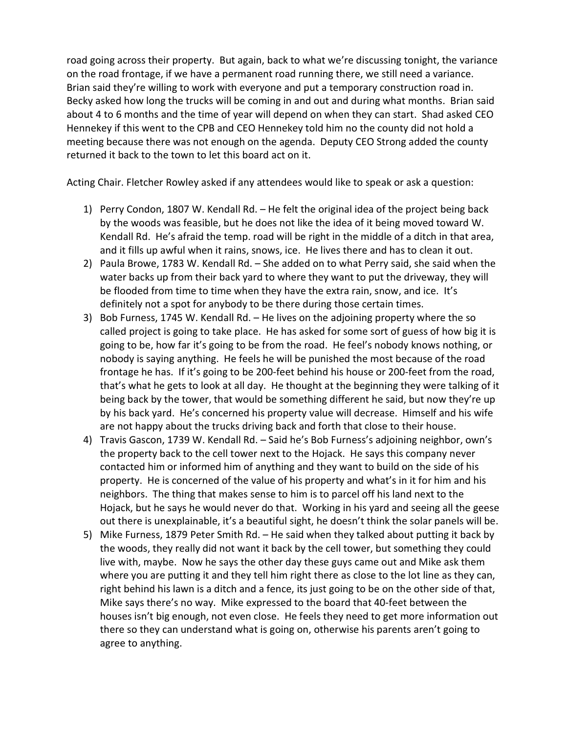road going across their property. But again, back to what we're discussing tonight, the variance on the road frontage, if we have a permanent road running there, we still need a variance. Brian said they're willing to work with everyone and put a temporary construction road in. Becky asked how long the trucks will be coming in and out and during what months. Brian said about 4 to 6 months and the time of year will depend on when they can start. Shad asked CEO Hennekey if this went to the CPB and CEO Hennekey told him no the county did not hold a meeting because there was not enough on the agenda. Deputy CEO Strong added the county returned it back to the town to let this board act on it.

Acting Chair. Fletcher Rowley asked if any attendees would like to speak or ask a question:

1) Perry Condon, 1807 W. Kendall Rd. – He felt the original idea of the project being back by the woods was feasible, but he does not like the idea of it being moved toward W. Kendall Rd. He's afraid the temp. road will be right in the middle of a ditch in that area, and it fills up awful when it rains, snows, ice. He lives there and has to clean it out.
2) Paula Browe, 1783 W. Kendall Rd. – She added on to what Perry said, she said when the water backs up from their back yard to where they want to put the driveway, they will be flooded from time to time when they have the extra rain, snow, and ice. It's definitely not a spot for anybody to be there during those certain times.
3) Bob Furness, 1745 W. Kendall Rd. – He lives on the adjoining property where the so called project is going to take place. He has asked for some sort of guess of how big it is going to be, how far it's going to be from the road. He feel's nobody knows nothing, or nobody is saying anything. He feels he will be punished the most because of the road frontage he has. If it's going to be 200-feet behind his house or 200-feet from the road, that's what he gets to look at all day. He thought at the beginning they were talking of it being back by the tower, that would be something different he said, but now they're up by his back yard. He's concerned his property value will decrease. Himself and his wife are not happy about the trucks driving back and forth that close to their house.
4) Travis Gascon, 1739 W. Kendall Rd. – Said he's Bob Furness's adjoining neighbor, own's the property back to the cell tower next to the Hojack. He says this company never contacted him or informed him of anything and they want to build on the side of his property. He is concerned of the value of his property and what's in it for him and his neighbors. The thing that makes sense to him is to parcel off his land next to the Hojack, but he says he would never do that. Working in his yard and seeing all the geese out there is unexplainable, it's a beautiful sight, he doesn't think the solar panels will be.
5) Mike Furness, 1879 Peter Smith Rd. – He said when they talked about putting it back by the woods, they really did not want it back by the cell tower, but something they could live with, maybe. Now he says the other day these guys came out and Mike ask them where you are putting it and they tell him right there as close to the lot line as they can, right behind his lawn is a ditch and a fence, its just going to be on the other side of that, Mike says there's no way. Mike expressed to the board that 40-feet between the houses isn't big enough, not even close. He feels they need to get more information out there so they can understand what is going on, otherwise his parents aren't going to agree to anything.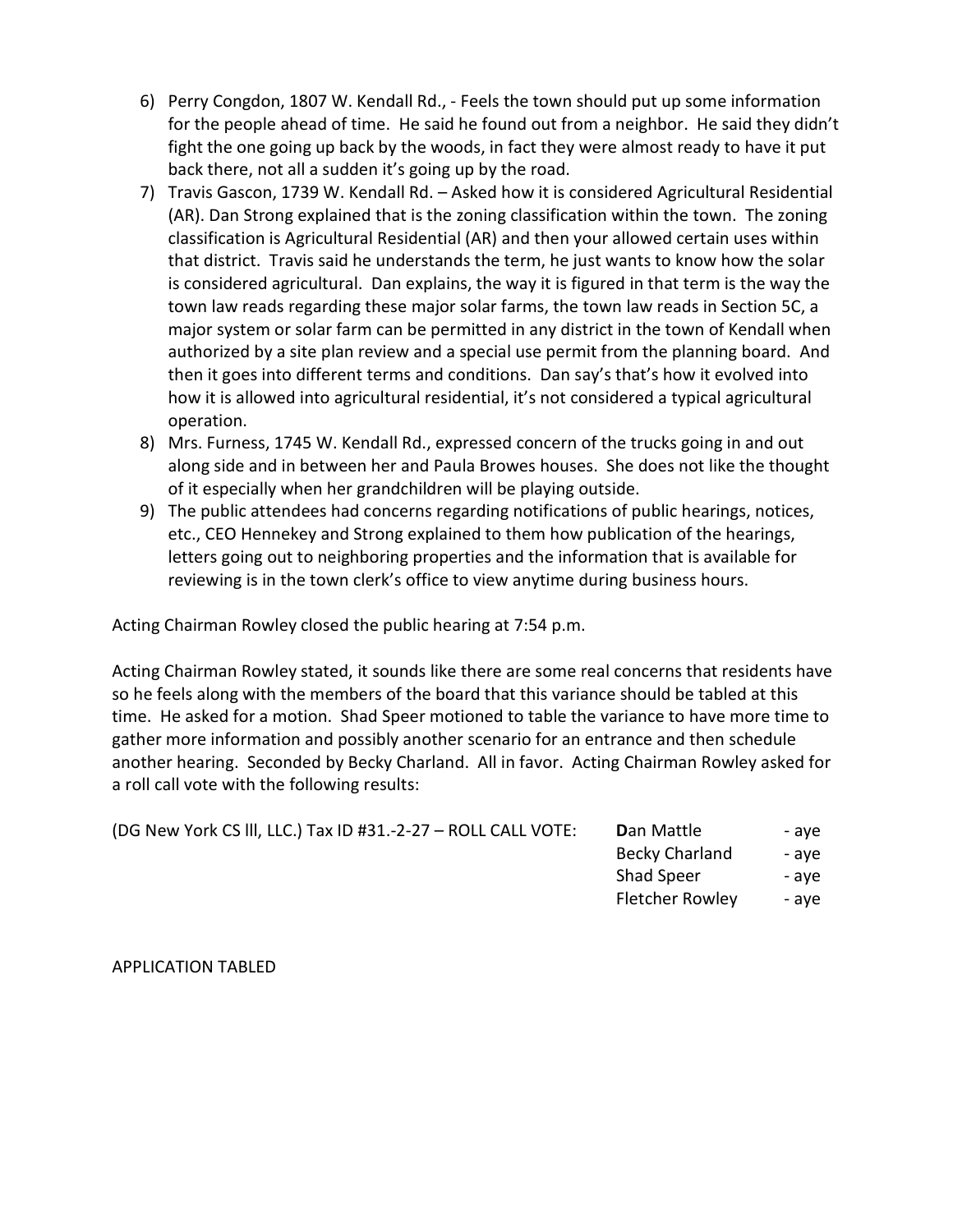6) Perry Congdon, 1807 W. Kendall Rd., - Feels the town should put up some information for the people ahead of time. He said he found out from a neighbor. He said they didn't fight the one going up back by the woods, in fact they were almost ready to have it put back there, not all a sudden it's going up by the road.
7) Travis Gascon, 1739 W. Kendall Rd. – Asked how it is considered Agricultural Residential (AR). Dan Strong explained that is the zoning classification within the town. The zoning classification is Agricultural Residential (AR) and then your allowed certain uses within that district. Travis said he understands the term, he just wants to know how the solar is considered agricultural. Dan explains, the way it is figured in that term is the way the town law reads regarding these major solar farms, the town law reads in Section 5C, a major system or solar farm can be permitted in any district in the town of Kendall when authorized by a site plan review and a special use permit from the planning board. And then it goes into different terms and conditions. Dan say's that's how it evolved into how it is allowed into agricultural residential, it's not considered a typical agricultural operation.
8) Mrs. Furness, 1745 W. Kendall Rd., expressed concern of the trucks going in and out along side and in between her and Paula Browes houses. She does not like the thought of it especially when her grandchildren will be playing outside.
9) The public attendees had concerns regarding notifications of public hearings, notices, etc., CEO Hennekey and Strong explained to them how publication of the hearings, letters going out to neighboring properties and the information that is available for reviewing is in the town clerk's office to view anytime during business hours.

Acting Chairman Rowley closed the public hearing at 7:54 p.m.

Acting Chairman Rowley stated, it sounds like there are some real concerns that residents have so he feels along with the members of the board that this variance should be tabled at this time. He asked for a motion. Shad Speer motioned to table the variance to have more time to gather more information and possibly another scenario for an entrance and then schedule another hearing. Seconded by Becky Charland. All in favor. Acting Chairman Rowley asked for a roll call vote with the following results:

(DG New York CS lll, LLC.) Tax ID #31.-2-27 – ROLL CALL VOTE:

| | |
|---|---|
| **D**an Mattle | - aye |
| Becky Charland | - aye |
| Shad Speer | - aye |
| Fletcher Rowley | - aye |

APPLICATION TABLED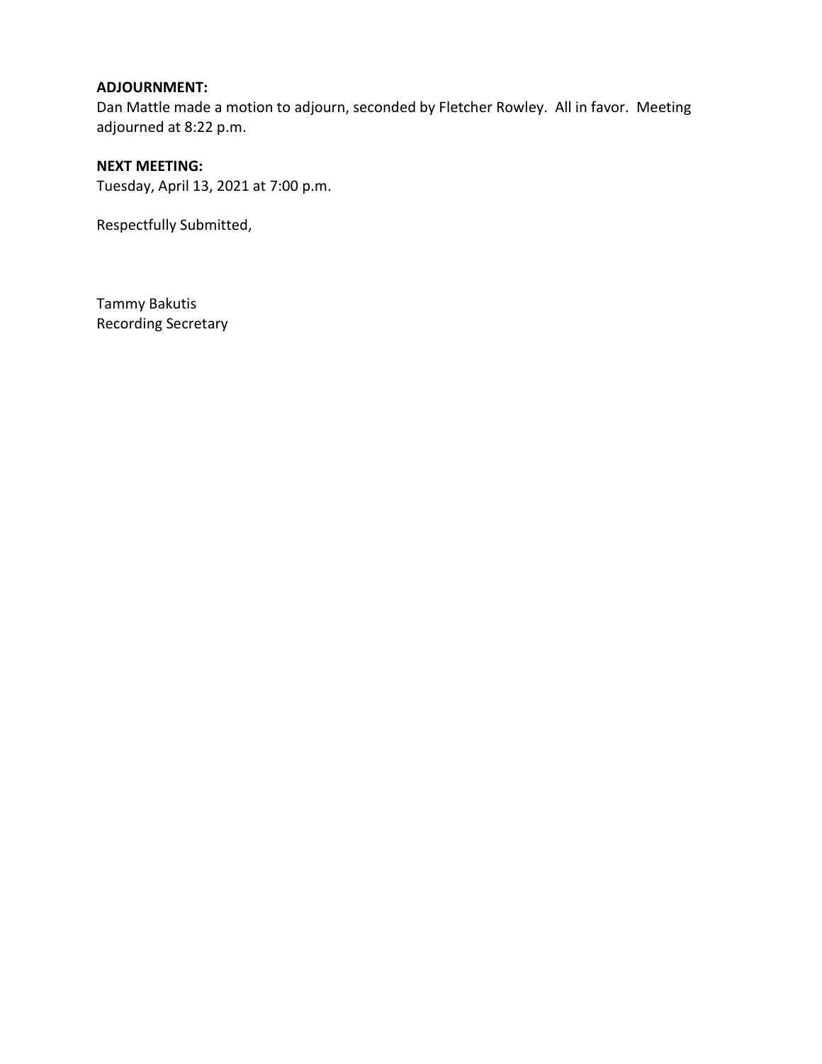**ADJOURNMENT:**
Dan Mattle made a motion to adjourn, seconded by Fletcher Rowley. All in favor. Meeting adjourned at 8:22 p.m.

**NEXT MEETING:**
Tuesday, April 13, 2021 at 7:00 p.m.

Respectfully Submitted,

Tammy Bakutis
Recording Secretary